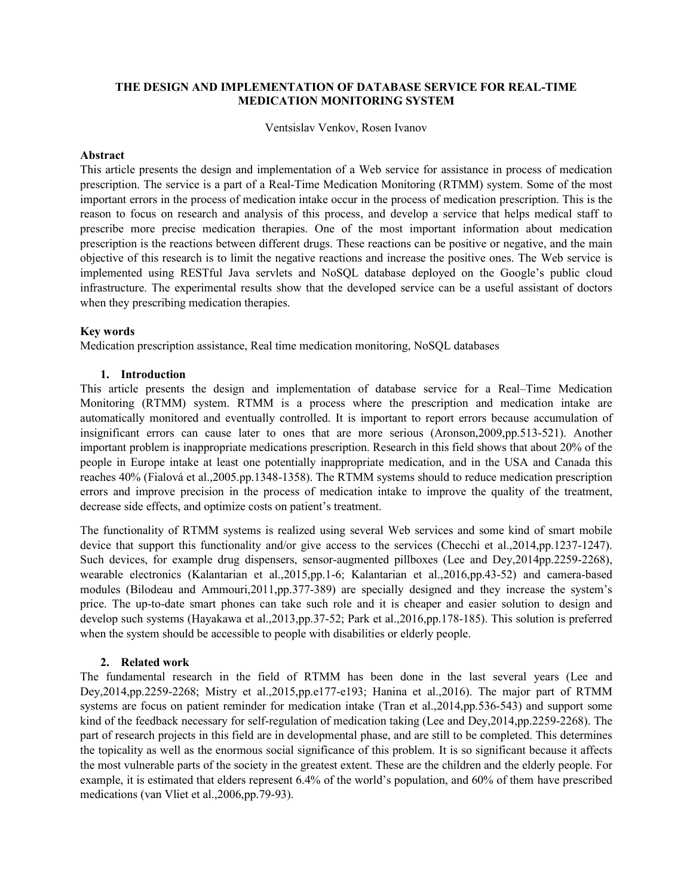# THE DESIGN AND IMPLEMENTATION OF DATABASE SERVICE FOR REAL-TIME MEDICATION MONITORING SYSTEM

Ventsislav Venkov, Rosen Ivanov

**Abstract**

This article presents the design and implementation of a Web service for assistance in process of medication prescription. The service is a part of a Real-Time Medication Monitoring (RTMM) system. Some of the most important errors in the process of medication intake occur in the process of medication prescription. This is the reason to focus on research and analysis of this process, and develop a service that helps medical staff to prescribe more precise medication therapies. One of the most important information about medication prescription is the reactions between different drugs. These reactions can be positive or negative, and the main objective of this research is to limit the negative reactions and increase the positive ones. The Web service is implemented using RESTful Java servlets and NoSQL database deployed on the Google's public cloud infrastructure. The experimental results show that the developed service can be a useful assistant of doctors when they prescribing medication therapies.

**Key words**

Medication prescription assistance, Real time medication monitoring, NoSQL databases

## 1. Introduction

This article presents the design and implementation of database service for a Real–Time Medication Monitoring (RTMM) system. RTMM is a process where the prescription and medication intake are automatically monitored and eventually controlled. It is important to report errors because accumulation of insignificant errors can cause later to ones that are more serious (Aronson,2009,pp.513-521). Another important problem is inappropriate medications prescription. Research in this field shows that about 20% of the people in Europe intake at least one potentially inappropriate medication, and in the USA and Canada this reaches 40% (Fialová et al.,2005.pp.1348-1358). The RTMM systems should to reduce medication prescription errors and improve precision in the process of medication intake to improve the quality of the treatment, decrease side effects, and optimize costs on patient's treatment.

The functionality of RTMM systems is realized using several Web services and some kind of smart mobile device that support this functionality and/or give access to the services (Checchi et al.,2014,pp.1237-1247). Such devices, for example drug dispensers, sensor-augmented pillboxes (Lee and Dey,2014pp.2259-2268), wearable electronics (Kalantarian et al.,2015,pp.1-6; Kalantarian et al.,2016,pp.43-52) and camera-based modules (Bilodeau and Ammouri,2011,pp.377-389) are specially designed and they increase the system's price. The up-to-date smart phones can take such role and it is cheaper and easier solution to design and develop such systems (Hayakawa et al.,2013,pp.37-52; Park et al.,2016,pp.178-185). This solution is preferred when the system should be accessible to people with disabilities or elderly people.

## 2. Related work

The fundamental research in the field of RTMM has been done in the last several years (Lee and Dey,2014,pp.2259-2268; Mistry et al.,2015,pp.e177-e193; Hanina et al.,2016). The major part of RTMM systems are focus on patient reminder for medication intake (Tran et al.,2014,pp.536-543) and support some kind of the feedback necessary for self-regulation of medication taking (Lee and Dey,2014,pp.2259-2268). The part of research projects in this field are in developmental phase, and are still to be completed. This determines the topicality as well as the enormous social significance of this problem. It is so significant because it affects the most vulnerable parts of the society in the greatest extent. These are the children and the elderly people. For example, it is estimated that elders represent 6.4% of the world's population, and 60% of them have prescribed medications (van Vliet et al.,2006,pp.79-93).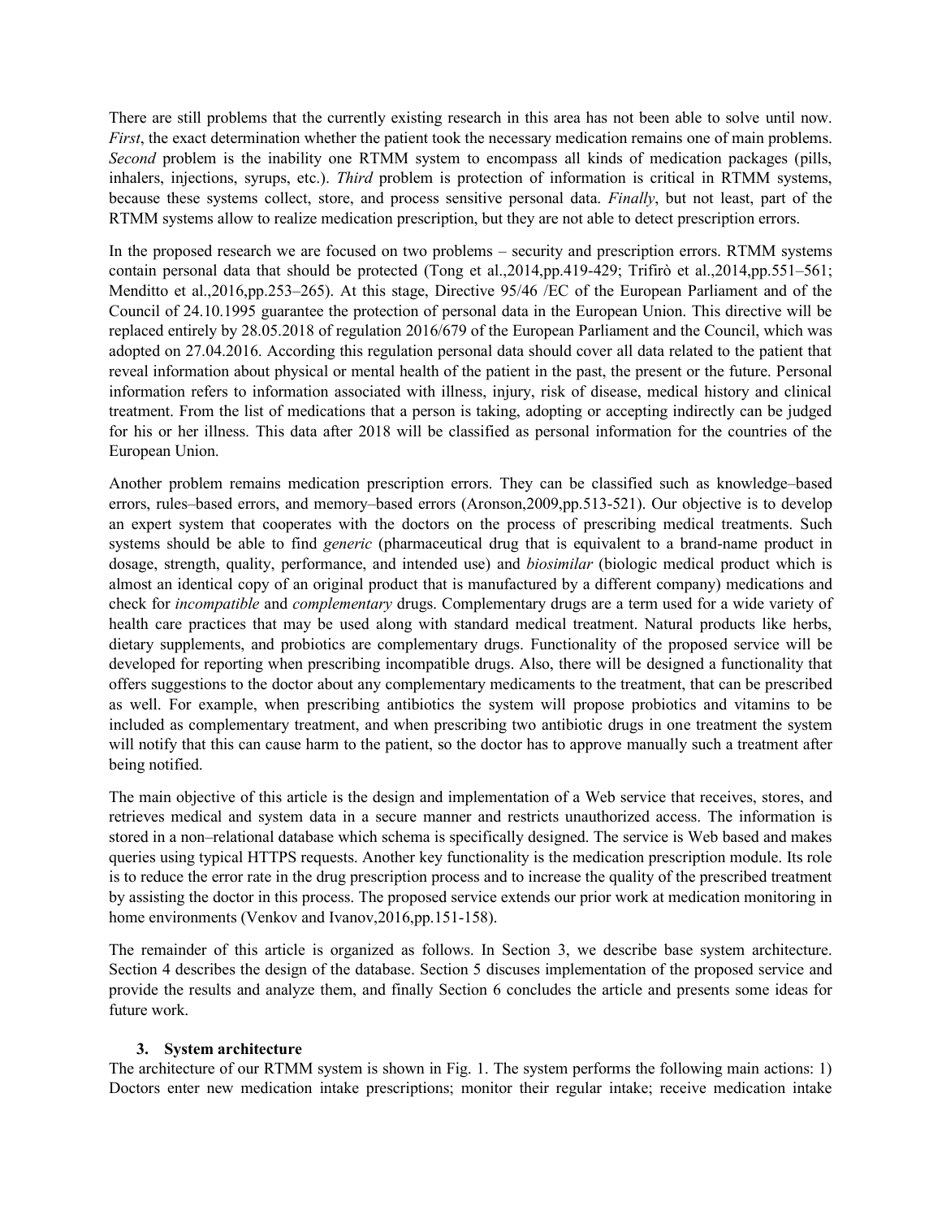There are still problems that the currently existing research in this area has not been able to solve until now. *First*, the exact determination whether the patient took the necessary medication remains one of main problems. *Second* problem is the inability one RTMM system to encompass all kinds of medication packages (pills, inhalers, injections, syrups, etc.). *Third* problem is protection of information is critical in RTMM systems, because these systems collect, store, and process sensitive personal data. *Finally*, but not least, part of the RTMM systems allow to realize medication prescription, but they are not able to detect prescription errors.

In the proposed research we are focused on two problems – security and prescription errors. RTMM systems contain personal data that should be protected (Tong et al.,2014,pp.419-429; Trifirò et al.,2014,pp.551–561; Menditto et al.,2016,pp.253–265). At this stage, Directive 95/46 /EC of the European Parliament and of the Council of 24.10.1995 guarantee the protection of personal data in the European Union. This directive will be replaced entirely by 28.05.2018 of regulation 2016/679 of the European Parliament and the Council, which was adopted on 27.04.2016. According this regulation personal data should cover all data related to the patient that reveal information about physical or mental health of the patient in the past, the present or the future. Personal information refers to information associated with illness, injury, risk of disease, medical history and clinical treatment. From the list of medications that a person is taking, adopting or accepting indirectly can be judged for his or her illness. This data after 2018 will be classified as personal information for the countries of the European Union.

Another problem remains medication prescription errors. They can be classified such as knowledge–based errors, rules–based errors, and memory–based errors (Aronson,2009,pp.513-521). Our objective is to develop an expert system that cooperates with the doctors on the process of prescribing medical treatments. Such systems should be able to find *generic* (pharmaceutical drug that is equivalent to a brand-name product in dosage, strength, quality, performance, and intended use) and *biosimilar* (biologic medical product which is almost an identical copy of an original product that is manufactured by a different company) medications and check for *incompatible* and *complementary* drugs. Complementary drugs are a term used for a wide variety of health care practices that may be used along with standard medical treatment. Natural products like herbs, dietary supplements, and probiotics are complementary drugs. Functionality of the proposed service will be developed for reporting when prescribing incompatible drugs. Also, there will be designed a functionality that offers suggestions to the doctor about any complementary medicaments to the treatment, that can be prescribed as well. For example, when prescribing antibiotics the system will propose probiotics and vitamins to be included as complementary treatment, and when prescribing two antibiotic drugs in one treatment the system will notify that this can cause harm to the patient, so the doctor has to approve manually such a treatment after being notified.

The main objective of this article is the design and implementation of a Web service that receives, stores, and retrieves medical and system data in a secure manner and restricts unauthorized access. The information is stored in a non–relational database which schema is specifically designed. The service is Web based and makes queries using typical HTTPS requests. Another key functionality is the medication prescription module. Its role is to reduce the error rate in the drug prescription process and to increase the quality of the prescribed treatment by assisting the doctor in this process. The proposed service extends our prior work at medication monitoring in home environments (Venkov and Ivanov,2016,pp.151-158).

The remainder of this article is organized as follows. In Section 3, we describe base system architecture. Section 4 describes the design of the database. Section 5 discuses implementation of the proposed service and provide the results and analyze them, and finally Section 6 concludes the article and presents some ideas for future work.

## 3. System architecture

The architecture of our RTMM system is shown in Fig. 1. The system performs the following main actions: 1) Doctors enter new medication intake prescriptions; monitor their regular intake; receive medication intake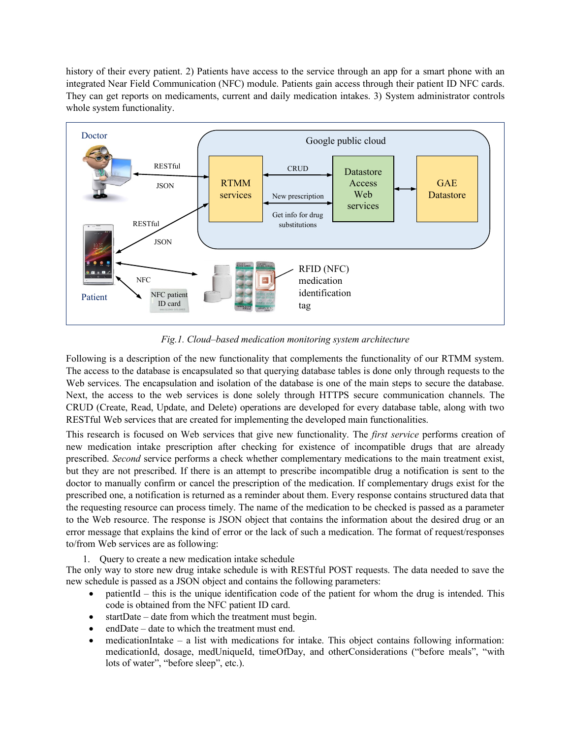history of their every patient. 2) Patients have access to the service through an app for a smart phone with an integrated Near Field Communication (NFC) module. Patients gain access through their patient ID NFC cards. They can get reports on medicaments, current and daily medication intakes. 3) System administrator controls whole system functionality.

*Fig.1. Cloud–based medication monitoring system architecture*

Following is a description of the new functionality that complements the functionality of our RTMM system. The access to the database is encapsulated so that querying database tables is done only through requests to the Web services. The encapsulation and isolation of the database is one of the main steps to secure the database. Next, the access to the web services is done solely through HTTPS secure communication channels. The CRUD (Create, Read, Update, and Delete) operations are developed for every database table, along with two RESTful Web services that are created for implementing the developed main functionalities.

This research is focused on Web services that give new functionality. The *first service* performs creation of new medication intake prescription after checking for existence of incompatible drugs that are already prescribed. *Second* service performs a check whether complementary medications to the main treatment exist, but they are not prescribed. If there is an attempt to prescribe incompatible drug a notification is sent to the doctor to manually confirm or cancel the prescription of the medication. If complementary drugs exist for the prescribed one, a notification is returned as a reminder about them. Every response contains structured data that the requesting resource can process timely. The name of the medication to be checked is passed as a parameter to the Web resource. The response is JSON object that contains the information about the desired drug or an error message that explains the kind of error or the lack of such a medication. The format of request/responses to/from Web services are as following:

1. Query to create a new medication intake schedule

The only way to store new drug intake schedule is with RESTful POST requests. The data needed to save the new schedule is passed as a JSON object and contains the following parameters:

- patientId – this is the unique identification code of the patient for whom the drug is intended. This code is obtained from the NFC patient ID card.
- startDate – date from which the treatment must begin.
- endDate – date to which the treatment must end.
- medicationIntake – a list with medications for intake. This object contains following information: medicationId, dosage, medUniqueId, timeOfDay, and otherConsiderations (“before meals”, “with lots of water”, “before sleep”, etc.).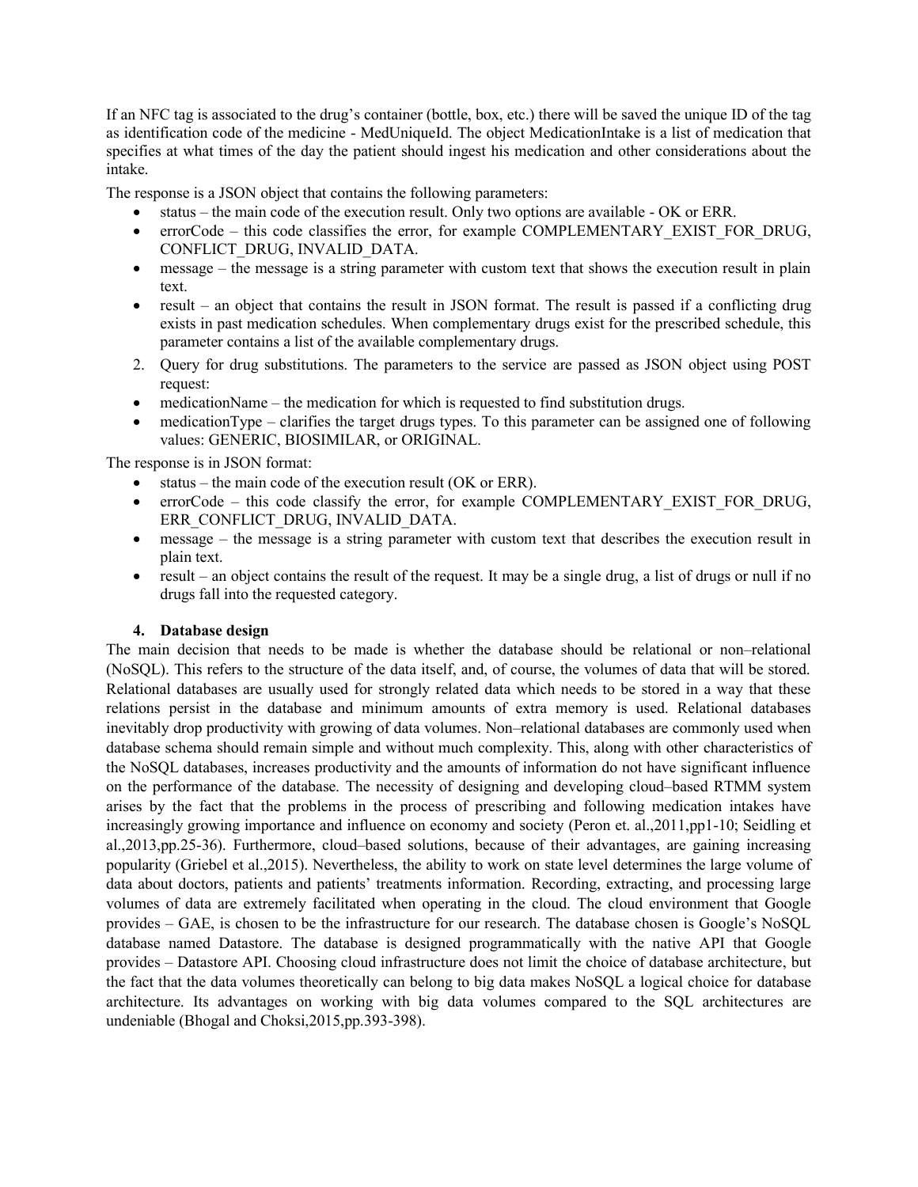If an NFC tag is associated to the drug's container (bottle, box, etc.) there will be saved the unique ID of the tag as identification code of the medicine - MedUniqueId. The object MedicationIntake is a list of medication that specifies at what times of the day the patient should ingest his medication and other considerations about the intake.

The response is a JSON object that contains the following parameters:

- status – the main code of the execution result. Only two options are available - OK or ERR.
- errorCode – this code classifies the error, for example COMPLEMENTARY_EXIST_FOR_DRUG, CONFLICT_DRUG, INVALID_DATA.
- message – the message is a string parameter with custom text that shows the execution result in plain text.
- result – an object that contains the result in JSON format. The result is passed if a conflicting drug exists in past medication schedules. When complementary drugs exist for the prescribed schedule, this parameter contains a list of the available complementary drugs.

2. Query for drug substitutions. The parameters to the service are passed as JSON object using POST request:

- medicationName – the medication for which is requested to find substitution drugs.
- medicationType – clarifies the target drugs types. To this parameter can be assigned one of following values: GENERIC, BIOSIMILAR, or ORIGINAL.

The response is in JSON format:

- status – the main code of the execution result (OK or ERR).
- errorCode – this code classify the error, for example COMPLEMENTARY_EXIST_FOR_DRUG, ERR_CONFLICT_DRUG, INVALID_DATA.
- message – the message is a string parameter with custom text that describes the execution result in plain text.
- result – an object contains the result of the request. It may be a single drug, a list of drugs or null if no drugs fall into the requested category.

## 4. Database design

The main decision that needs to be made is whether the database should be relational or non–relational (NoSQL). This refers to the structure of the data itself, and, of course, the volumes of data that will be stored. Relational databases are usually used for strongly related data which needs to be stored in a way that these relations persist in the database and minimum amounts of extra memory is used. Relational databases inevitably drop productivity with growing of data volumes. Non–relational databases are commonly used when database schema should remain simple and without much complexity. This, along with other characteristics of the NoSQL databases, increases productivity and the amounts of information do not have significant influence on the performance of the database. The necessity of designing and developing cloud–based RTMM system arises by the fact that the problems in the process of prescribing and following medication intakes have increasingly growing importance and influence on economy and society (Peron et. al.,2011,pp1-10; Seidling et al.,2013,pp.25-36). Furthermore, cloud–based solutions, because of their advantages, are gaining increasing popularity (Griebel et al.,2015). Nevertheless, the ability to work on state level determines the large volume of data about doctors, patients and patients' treatments information. Recording, extracting, and processing large volumes of data are extremely facilitated when operating in the cloud. The cloud environment that Google provides – GAE, is chosen to be the infrastructure for our research. The database chosen is Google's NoSQL database named Datastore. The database is designed programmatically with the native API that Google provides – Datastore API. Choosing cloud infrastructure does not limit the choice of database architecture, but the fact that the data volumes theoretically can belong to big data makes NoSQL a logical choice for database architecture. Its advantages on working with big data volumes compared to the SQL architectures are undeniable (Bhogal and Choksi,2015,pp.393-398).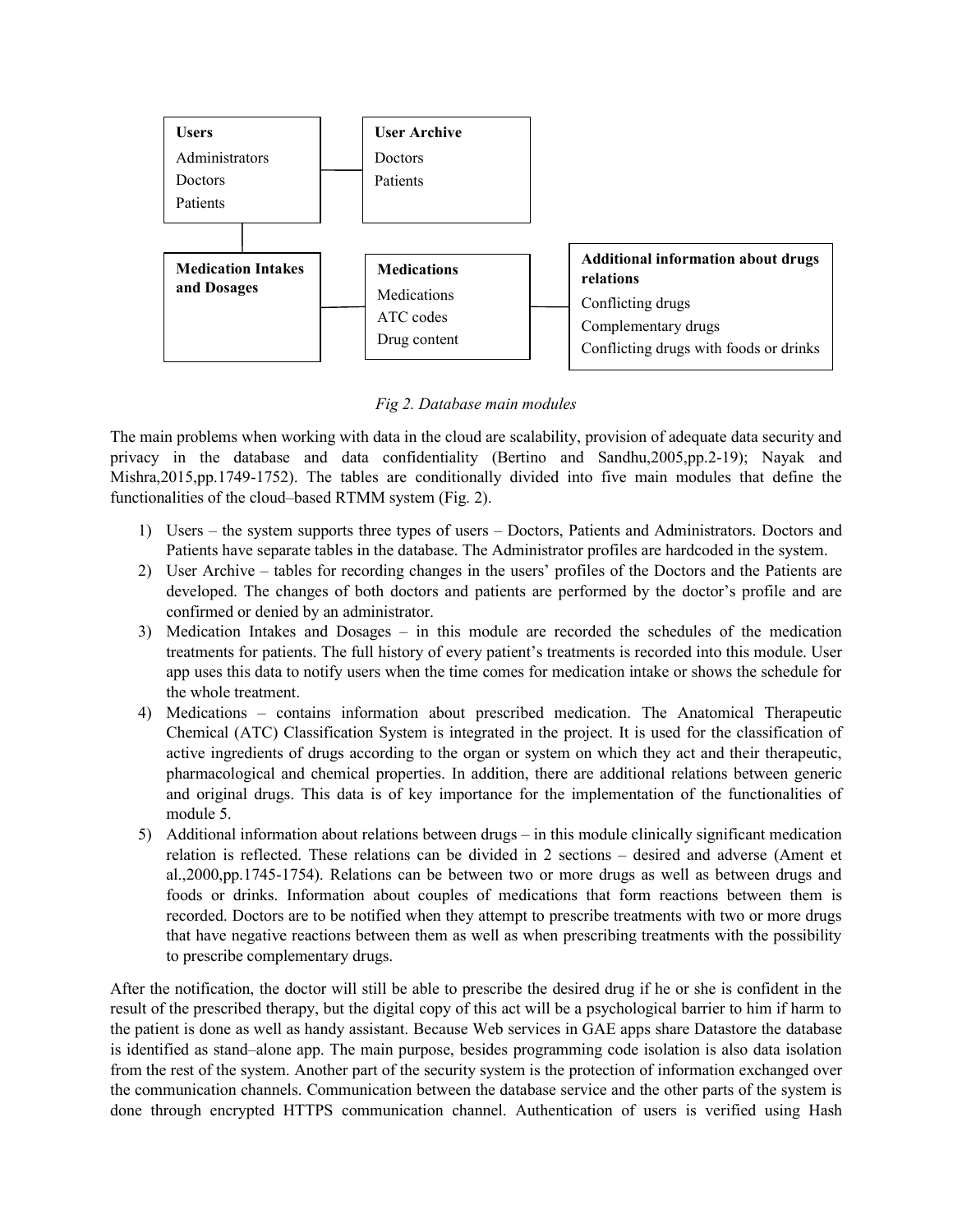**Users**
Administrators
Doctors
Patients

**User Archive**
Doctors
Patients

**Medication Intakes and Dosages**

**Medications**
Medications
ATC codes
Drug content

**Additional information about drugs relations**
Conflicting drugs
Complementary drugs
Conflicting drugs with foods or drinks

*Fig 2. Database main modules*

The main problems when working with data in the cloud are scalability, provision of adequate data security and privacy in the database and data confidentiality (Bertino and Sandhu,2005,pp.2-19); Nayak and Mishra,2015,pp.1749-1752). The tables are conditionally divided into five main modules that define the functionalities of the cloud–based RTMM system (Fig. 2).

1) Users – the system supports three types of users – Doctors, Patients and Administrators. Doctors and Patients have separate tables in the database. The Administrator profiles are hardcoded in the system.
2) User Archive – tables for recording changes in the users' profiles of the Doctors and the Patients are developed. The changes of both doctors and patients are performed by the doctor's profile and are confirmed or denied by an administrator.
3) Medication Intakes and Dosages – in this module are recorded the schedules of the medication treatments for patients. The full history of every patient's treatments is recorded into this module. User app uses this data to notify users when the time comes for medication intake or shows the schedule for the whole treatment.
4) Medications – contains information about prescribed medication. The Anatomical Therapeutic Chemical (ATC) Classification System is integrated in the project. It is used for the classification of active ingredients of drugs according to the organ or system on which they act and their therapeutic, pharmacological and chemical properties. In addition, there are additional relations between generic and original drugs. This data is of key importance for the implementation of the functionalities of module 5.
5) Additional information about relations between drugs – in this module clinically significant medication relation is reflected. These relations can be divided in 2 sections – desired and adverse (Ament et al.,2000,pp.1745-1754). Relations can be between two or more drugs as well as between drugs and foods or drinks. Information about couples of medications that form reactions between them is recorded. Doctors are to be notified when they attempt to prescribe treatments with two or more drugs that have negative reactions between them as well as when prescribing treatments with the possibility to prescribe complementary drugs.

After the notification, the doctor will still be able to prescribe the desired drug if he or she is confident in the result of the prescribed therapy, but the digital copy of this act will be a psychological barrier to him if harm to the patient is done as well as handy assistant. Because Web services in GAE apps share Datastore the database is identified as stand–alone app. The main purpose, besides programming code isolation is also data isolation from the rest of the system. Another part of the security system is the protection of information exchanged over the communication channels. Communication between the database service and the other parts of the system is done through encrypted HTTPS communication channel. Authentication of users is verified using Hash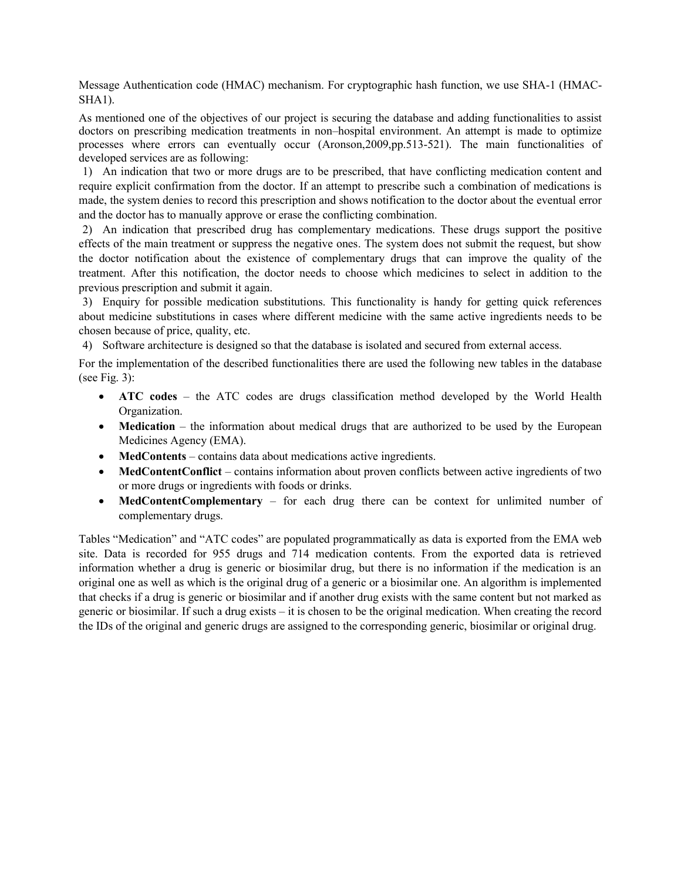Message Authentication code (HMAC) mechanism. For cryptographic hash function, we use SHA-1 (HMAC-SHA1).

As mentioned one of the objectives of our project is securing the database and adding functionalities to assist doctors on prescribing medication treatments in non–hospital environment. An attempt is made to optimize processes where errors can eventually occur (Aronson,2009,pp.513-521). The main functionalities of developed services are as following:

1) An indication that two or more drugs are to be prescribed, that have conflicting medication content and require explicit confirmation from the doctor. If an attempt to prescribe such a combination of medications is made, the system denies to record this prescription and shows notification to the doctor about the eventual error and the doctor has to manually approve or erase the conflicting combination.

2) An indication that prescribed drug has complementary medications. These drugs support the positive effects of the main treatment or suppress the negative ones. The system does not submit the request, but show the doctor notification about the existence of complementary drugs that can improve the quality of the treatment. After this notification, the doctor needs to choose which medicines to select in addition to the previous prescription and submit it again.

3) Enquiry for possible medication substitutions. This functionality is handy for getting quick references about medicine substitutions in cases where different medicine with the same active ingredients needs to be chosen because of price, quality, etc.

4) Software architecture is designed so that the database is isolated and secured from external access.

For the implementation of the described functionalities there are used the following new tables in the database (see Fig. 3):

- **ATC codes** – the ATC codes are drugs classification method developed by the World Health Organization.
- **Medication** – the information about medical drugs that are authorized to be used by the European Medicines Agency (EMA).
- **MedContents** – contains data about medications active ingredients.
- **MedContentConflict** – contains information about proven conflicts between active ingredients of two or more drugs or ingredients with foods or drinks.
- **MedContentComplementary** – for each drug there can be context for unlimited number of complementary drugs.

Tables "Medication" and "ATC codes" are populated programmatically as data is exported from the EMA web site. Data is recorded for 955 drugs and 714 medication contents. From the exported data is retrieved information whether a drug is generic or biosimilar drug, but there is no information if the medication is an original one as well as which is the original drug of a generic or a biosimilar one. An algorithm is implemented that checks if a drug is generic or biosimilar and if another drug exists with the same content but not marked as generic or biosimilar. If such a drug exists – it is chosen to be the original medication. When creating the record the IDs of the original and generic drugs are assigned to the corresponding generic, biosimilar or original drug.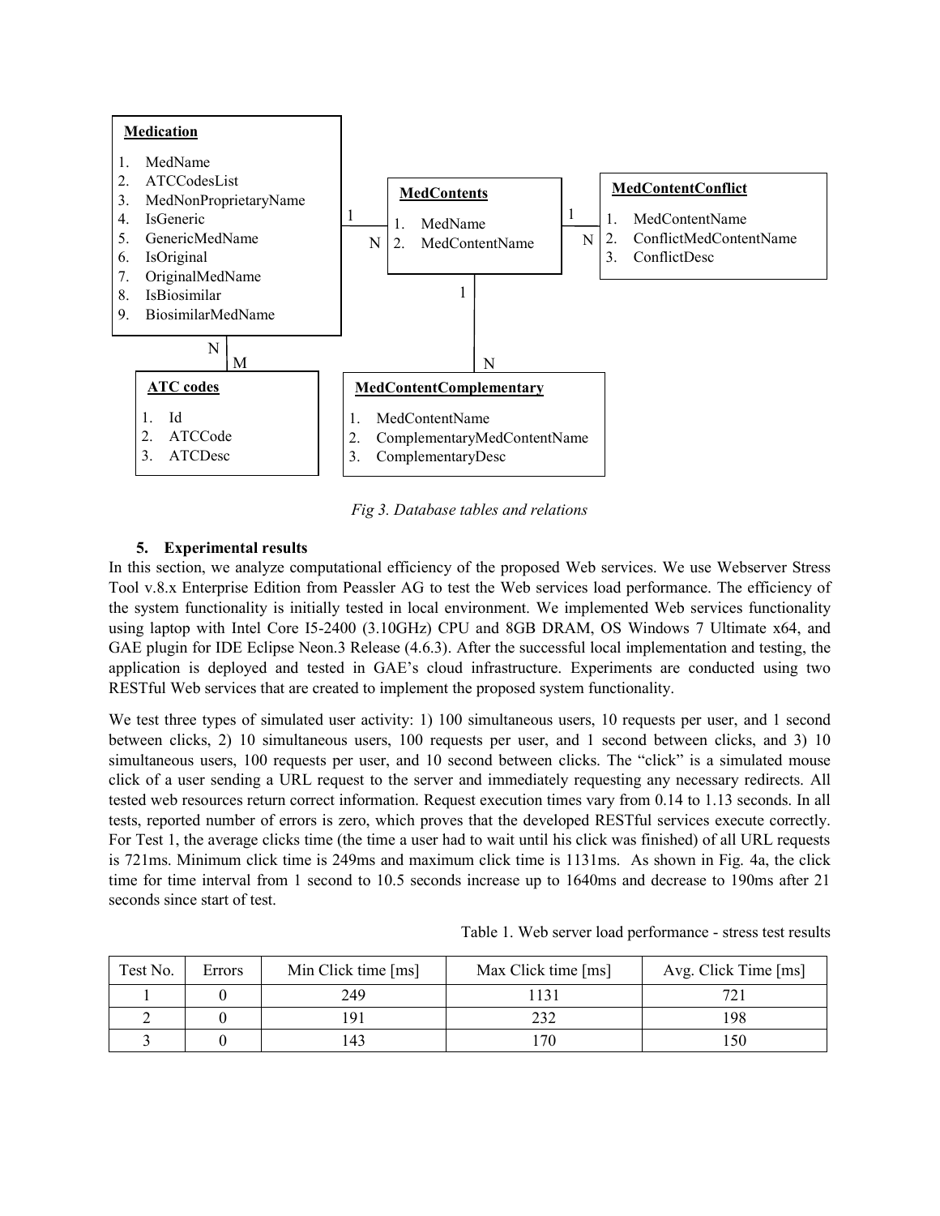**Medication**

1. MedName
2. ATCCodesList
3. MedNonProprietaryName
4. IsGeneric
5. GenericMedName
6. IsOriginal
7. OriginalMedName
8. IsBiosimilar
9. BiosimilarMedName

**MedContents**

1. MedName
2. MedContentName

**MedContentConflict**

1. MedContentName
2. ConflictMedContentName
3. ConflictDesc

**ATC codes**

1. Id
2. ATCCode
3. ATCDesc

**MedContentComplementary**

1. MedContentName
2. ComplementaryMedContentName
3. ComplementaryDesc

*Fig 3. Database tables and relations*

### 5. Experimental results

In this section, we analyze computational efficiency of the proposed Web services. We use Webserver Stress Tool v.8.x Enterprise Edition from Peassler AG to test the Web services load performance. The efficiency of the system functionality is initially tested in local environment. We implemented Web services functionality using laptop with Intel Core I5-2400 (3.10GHz) CPU and 8GB DRAM, OS Windows 7 Ultimate x64, and GAE plugin for IDE Eclipse Neon.3 Release (4.6.3). After the successful local implementation and testing, the application is deployed and tested in GAE's cloud infrastructure. Experiments are conducted using two RESTful Web services that are created to implement the proposed system functionality.

We test three types of simulated user activity: 1) 100 simultaneous users, 10 requests per user, and 1 second between clicks, 2) 10 simultaneous users, 100 requests per user, and 1 second between clicks, and 3) 10 simultaneous users, 100 requests per user, and 10 second between clicks. The "click" is a simulated mouse click of a user sending a URL request to the server and immediately requesting any necessary redirects. All tested web resources return correct information. Request execution times vary from 0.14 to 1.13 seconds. In all tests, reported number of errors is zero, which proves that the developed RESTful services execute correctly. For Test 1, the average clicks time (the time a user had to wait until his click was finished) of all URL requests is 721ms. Minimum click time is 249ms and maximum click time is 1131ms. As shown in Fig. 4a, the click time for time interval from 1 second to 10.5 seconds increase up to 1640ms and decrease to 190ms after 21 seconds since start of test.

Table 1. Web server load performance - stress test results

| Test No. | Errors | Min Click time [ms] | Max Click time [ms] | Avg. Click Time [ms] |
|---|---|---|---|---|
| 1 | 0 | 249 | 1131 | 721 |
| 2 | 0 | 191 | 232 | 198 |
| 3 | 0 | 143 | 170 | 150 |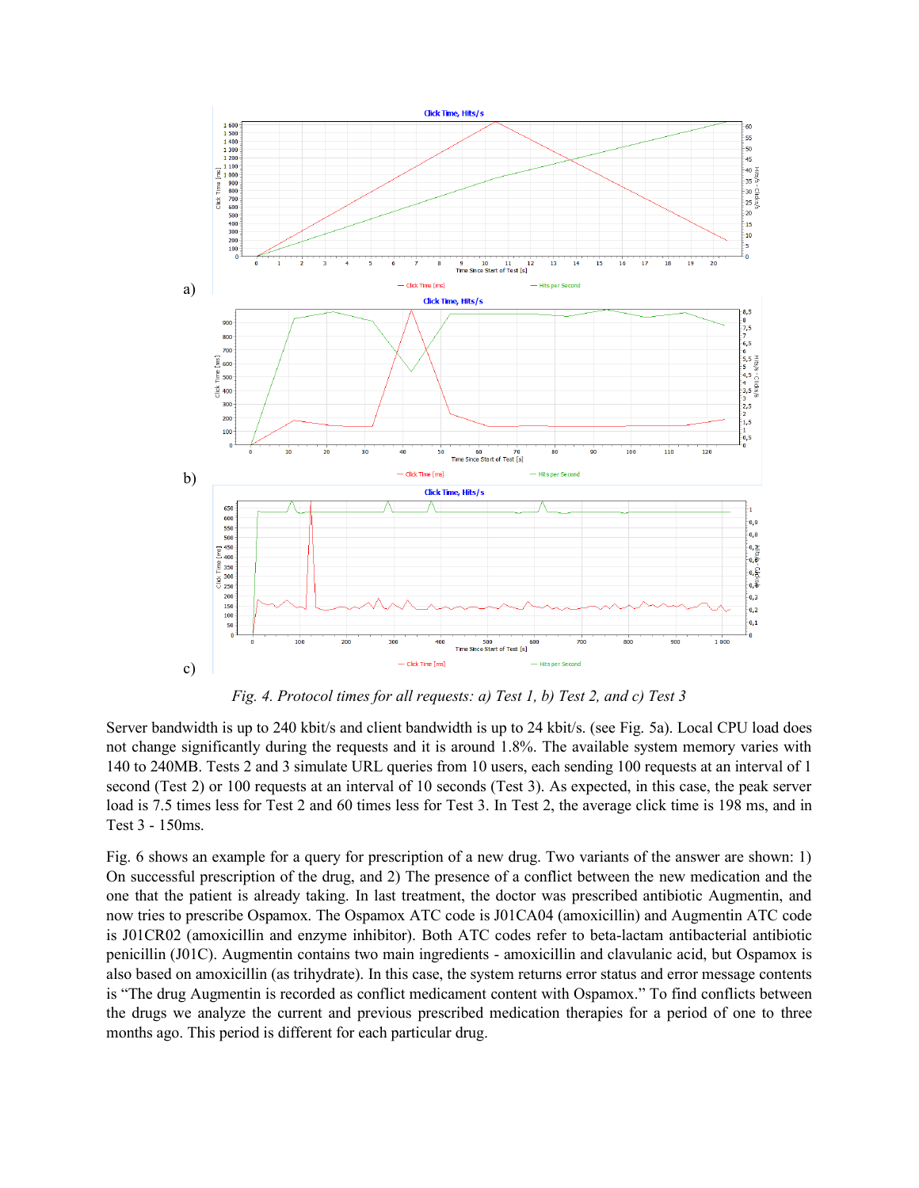Fig. 4. Protocol times for all requests: a) Test 1, b) Test 2, and c) Test 3

Server bandwidth is up to 240 kbit/s and client bandwidth is up to 24 kbit/s. (see Fig. 5a). Local CPU load does not change significantly during the requests and it is around 1.8%. The available system memory varies with 140 to 240MB. Tests 2 and 3 simulate URL queries from 10 users, each sending 100 requests at an interval of 1 second (Test 2) or 100 requests at an interval of 10 seconds (Test 3). As expected, in this case, the peak server load is 7.5 times less for Test 2 and 60 times less for Test 3. In Test 2, the average click time is 198 ms, and in Test 3 - 150ms.

Fig. 6 shows an example for a query for prescription of a new drug. Two variants of the answer are shown: 1) On successful prescription of the drug, and 2) The presence of a conflict between the new medication and the one that the patient is already taking. In last treatment, the doctor was prescribed antibiotic Augmentin, and now tries to prescribe Ospamox. The Ospamox ATC code is J01CA04 (amoxicillin) and Augmentin ATC code is J01CR02 (amoxicillin and enzyme inhibitor). Both ATC codes refer to beta-lactam antibacterial antibiotic penicillin (J01C). Augmentin contains two main ingredients - amoxicillin and clavulanic acid, but Ospamox is also based on amoxicillin (as trihydrate). In this case, the system returns error status and error message contents is "The drug Augmentin is recorded as conflict medicament content with Ospamox." To find conflicts between the drugs we analyze the current and previous prescribed medication therapies for a period of one to three months ago. This period is different for each particular drug.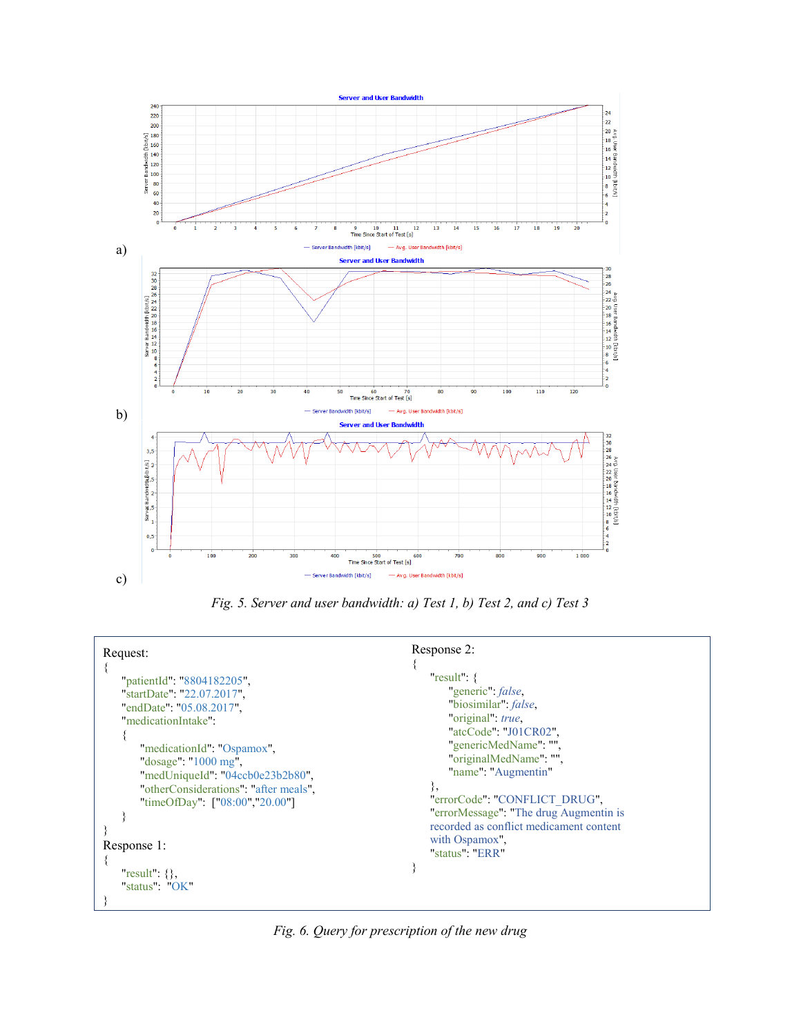a)

b)

c)

*Fig. 5. Server and user bandwidth: a) Test 1, b) Test 2, and c) Test 3*

Request:
```
{
    "patientId": "8804182205",
    "startDate": "22.07.2017",
    "endDate": "05.08.2017",
    "medicationIntake":
    {
        "medicationId": "Ospamox",
        "dosage": "1000 mg",
        "medUniqueId": "04ccb0e23b2b80",
        "otherConsiderations": "after meals",
        "timeOfDay":  ["08:00","20.00"]
    }
}
```

Response 1:
```
{
    "result": {},
    "status":  "OK"
}
```

Response 2:
```
{
    "result": {
        "generic": false,
        "biosimilar": false,
        "original": true,
        "atcCode": "J01CR02",
        "genericMedName": "",
        "originalMedName": "",
        "name": "Augmentin"
    },
    "errorCode": "CONFLICT_DRUG",
    "errorMessage": "The drug Augmentin is recorded as conflict medicament content with Ospamox",
    "status": "ERR"
}
```

*Fig. 6. Query for prescription of the new drug*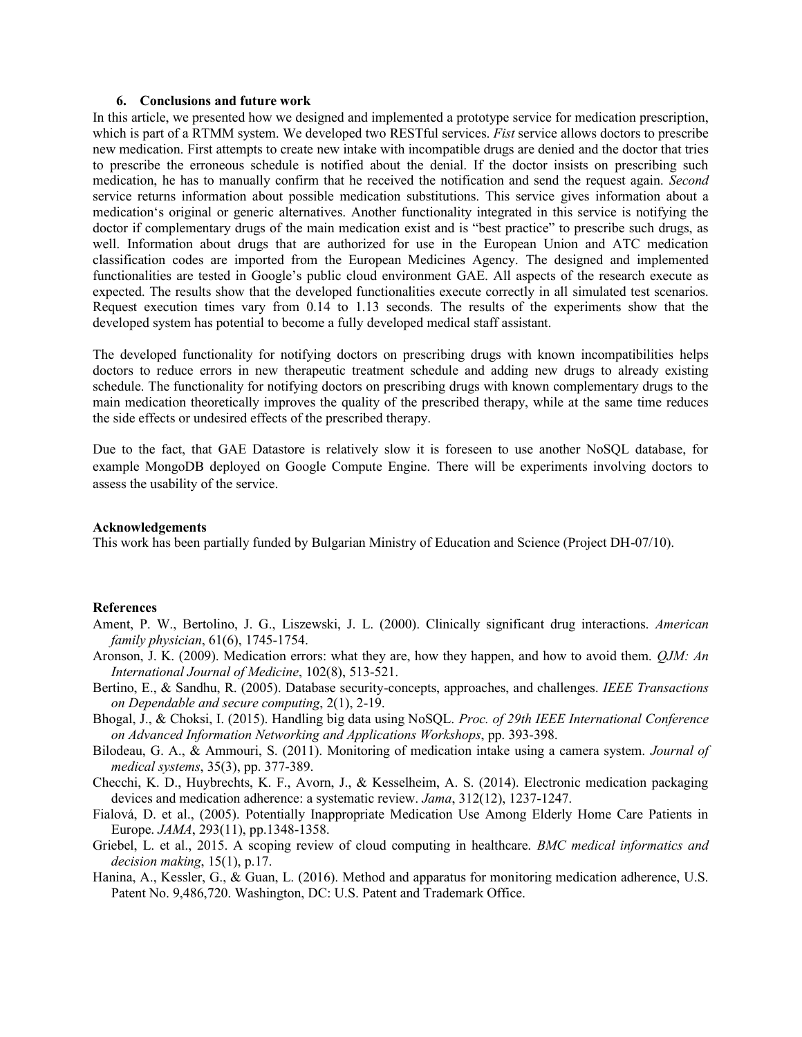### 6. Conclusions and future work

In this article, we presented how we designed and implemented a prototype service for medication prescription, which is part of a RTMM system. We developed two RESTful services. *Fist* service allows doctors to prescribe new medication. First attempts to create new intake with incompatible drugs are denied and the doctor that tries to prescribe the erroneous schedule is notified about the denial. If the doctor insists on prescribing such medication, he has to manually confirm that he received the notification and send the request again. *Second* service returns information about possible medication substitutions. This service gives information about a medication's original or generic alternatives. Another functionality integrated in this service is notifying the doctor if complementary drugs of the main medication exist and is "best practice" to prescribe such drugs, as well. Information about drugs that are authorized for use in the European Union and ATC medication classification codes are imported from the European Medicines Agency. The designed and implemented functionalities are tested in Google's public cloud environment GAE. All aspects of the research execute as expected. The results show that the developed functionalities execute correctly in all simulated test scenarios. Request execution times vary from 0.14 to 1.13 seconds. The results of the experiments show that the developed system has potential to become a fully developed medical staff assistant.

The developed functionality for notifying doctors on prescribing drugs with known incompatibilities helps doctors to reduce errors in new therapeutic treatment schedule and adding new drugs to already existing schedule. The functionality for notifying doctors on prescribing drugs with known complementary drugs to the main medication theoretically improves the quality of the prescribed therapy, while at the same time reduces the side effects or undesired effects of the prescribed therapy.

Due to the fact, that GAE Datastore is relatively slow it is foreseen to use another NoSQL database, for example MongoDB deployed on Google Compute Engine. There will be experiments involving doctors to assess the usability of the service.

**Acknowledgements**

This work has been partially funded by Bulgarian Ministry of Education and Science (Project DH-07/10).

**References**

Ament, P. W., Bertolino, J. G., Liszewski, J. L. (2000). Clinically significant drug interactions. *American family physician*, 61(6), 1745-1754.

Aronson, J. K. (2009). Medication errors: what they are, how they happen, and how to avoid them. *QJM: An International Journal of Medicine*, 102(8), 513-521.

Bertino, E., & Sandhu, R. (2005). Database security-concepts, approaches, and challenges. *IEEE Transactions on Dependable and secure computing*, 2(1), 2-19.

Bhogal, J., & Choksi, I. (2015). Handling big data using NoSQL. *Proc. of 29th IEEE International Conference on Advanced Information Networking and Applications Workshops*, pp. 393-398.

Bilodeau, G. A., & Ammouri, S. (2011). Monitoring of medication intake using a camera system. *Journal of medical systems*, 35(3), pp. 377-389.

Checchi, K. D., Huybrechts, K. F., Avorn, J., & Kesselheim, A. S. (2014). Electronic medication packaging devices and medication adherence: a systematic review. *Jama*, 312(12), 1237-1247.

Fialová, D. et al., (2005). Potentially Inappropriate Medication Use Among Elderly Home Care Patients in Europe. *JAMA*, 293(11), pp.1348-1358.

Griebel, L. et al., 2015. A scoping review of cloud computing in healthcare. *BMC medical informatics and decision making*, 15(1), p.17.

Hanina, A., Kessler, G., & Guan, L. (2016). Method and apparatus for monitoring medication adherence, U.S. Patent No. 9,486,720. Washington, DC: U.S. Patent and Trademark Office.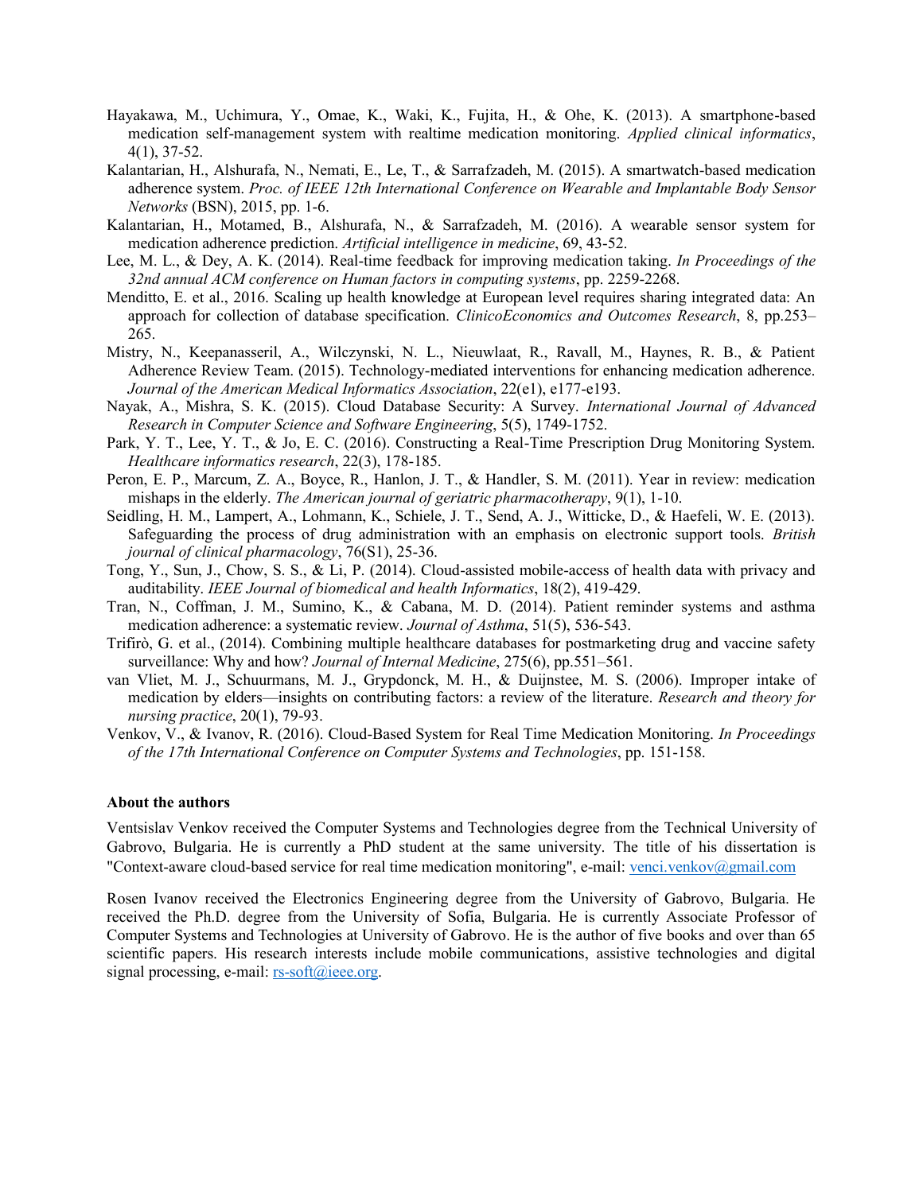Hayakawa, M., Uchimura, Y., Omae, K., Waki, K., Fujita, H., & Ohe, K. (2013). A smartphone-based medication self-management system with realtime medication monitoring. *Applied clinical informatics*, 4(1), 37-52.

Kalantarian, H., Alshurafa, N., Nemati, E., Le, T., & Sarrafzadeh, M. (2015). A smartwatch-based medication adherence system. *Proc. of IEEE 12th International Conference on Wearable and Implantable Body Sensor Networks* (BSN), 2015, pp. 1-6.

Kalantarian, H., Motamed, B., Alshurafa, N., & Sarrafzadeh, M. (2016). A wearable sensor system for medication adherence prediction. *Artificial intelligence in medicine*, 69, 43-52.

Lee, M. L., & Dey, A. K. (2014). Real-time feedback for improving medication taking. *In Proceedings of the 32nd annual ACM conference on Human factors in computing systems*, pp. 2259-2268.

Menditto, E. et al., 2016. Scaling up health knowledge at European level requires sharing integrated data: An approach for collection of database specification. *ClinicoEconomics and Outcomes Research*, 8, pp.253–265.

Mistry, N., Keepanasseril, A., Wilczynski, N. L., Nieuwlaat, R., Ravall, M., Haynes, R. B., & Patient Adherence Review Team. (2015). Technology-mediated interventions for enhancing medication adherence. *Journal of the American Medical Informatics Association*, 22(e1), e177-e193.

Nayak, A., Mishra, S. K. (2015). Cloud Database Security: A Survey. *International Journal of Advanced Research in Computer Science and Software Engineering*, 5(5), 1749-1752.

Park, Y. T., Lee, Y. T., & Jo, E. C. (2016). Constructing a Real-Time Prescription Drug Monitoring System. *Healthcare informatics research*, 22(3), 178-185.

Peron, E. P., Marcum, Z. A., Boyce, R., Hanlon, J. T., & Handler, S. M. (2011). Year in review: medication mishaps in the elderly. *The American journal of geriatric pharmacotherapy*, 9(1), 1-10.

Seidling, H. M., Lampert, A., Lohmann, K., Schiele, J. T., Send, A. J., Witticke, D., & Haefeli, W. E. (2013). Safeguarding the process of drug administration with an emphasis on electronic support tools. *British journal of clinical pharmacology*, 76(S1), 25-36.

Tong, Y., Sun, J., Chow, S. S., & Li, P. (2014). Cloud-assisted mobile-access of health data with privacy and auditability. *IEEE Journal of biomedical and health Informatics*, 18(2), 419-429.

Tran, N., Coffman, J. M., Sumino, K., & Cabana, M. D. (2014). Patient reminder systems and asthma medication adherence: a systematic review. *Journal of Asthma*, 51(5), 536-543.

Trifirò, G. et al., (2014). Combining multiple healthcare databases for postmarketing drug and vaccine safety surveillance: Why and how? *Journal of Internal Medicine*, 275(6), pp.551–561.

van Vliet, M. J., Schuurmans, M. J., Grypdonck, M. H., & Duijnstee, M. S. (2006). Improper intake of medication by elders—insights on contributing factors: a review of the literature. *Research and theory for nursing practice*, 20(1), 79-93.

Venkov, V., & Ivanov, R. (2016). Cloud-Based System for Real Time Medication Monitoring. *In Proceedings of the 17th International Conference on Computer Systems and Technologies*, pp. 151-158.

**About the authors**

Ventsislav Venkov received the Computer Systems and Technologies degree from the Technical University of Gabrovo, Bulgaria. He is currently a PhD student at the same university. The title of his dissertation is "Context-aware cloud-based service for real time medication monitoring", e-mail: venci.venkov@gmail.com

Rosen Ivanov received the Electronics Engineering degree from the University of Gabrovo, Bulgaria. He received the Ph.D. degree from the University of Sofia, Bulgaria. He is currently Associate Professor of Computer Systems and Technologies at University of Gabrovo. He is the author of five books and over than 65 scientific papers. His research interests include mobile communications, assistive technologies and digital signal processing, e-mail: rs-soft@ieee.org.